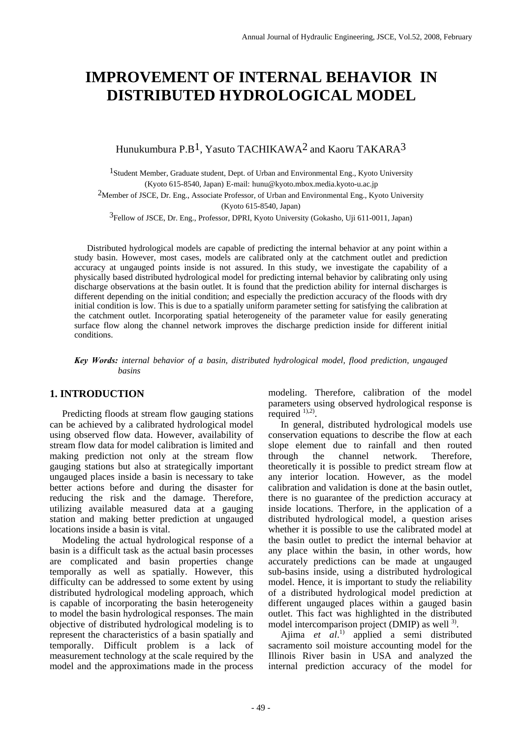# IMPROVEMENT OF INTERNAL BEHAVIOR IN DISTRIBUTED HYDROLOGICAL MODEL

Hunukumbura P.B[1], Yasuto TACHIKAWA[2] and Kaoru TAKARA[3]

[1]Student Member, Graduate student, Dept. of Urban and Environmental Eng., Kyoto University (Kyoto 615-8540, Japan) E-mail: hunu@kyoto.mbox.media.kyoto-u.ac.jp

[2]Member of JSCE, Dr. Eng., Associate Professor, of Urban and Environmental Eng., Kyoto University (Kyoto 615-8540, Japan)

[3]Fellow of JSCE, Dr. Eng., Professor, DPRI, Kyoto University (Gokasho, Uji 611-0011, Japan)

Distributed hydrological models are capable of predicting the internal behavior at any point within a study basin. However, most cases, models are calibrated only at the catchment outlet and prediction accuracy at ungauged points inside is not assured. In this study, we investigate the capability of a physically based distributed hydrological model for predicting internal behavior by calibrating only using discharge observations at the basin outlet. It is found that the prediction ability for internal discharges is different depending on the initial condition; and especially the prediction accuracy of the floods with dry initial condition is low. This is due to a spatially uniform parameter setting for satisfying the calibration at the catchment outlet. Incorporating spatial heterogeneity of the parameter value for easily generating surface flow along the channel network improves the discharge prediction inside for different initial conditions.

***Key Words:*** *internal behavior of a basin, distributed hydrological model, flood prediction, ungauged basins*

## 1. INTRODUCTION

Predicting floods at stream flow gauging stations can be achieved by a calibrated hydrological model using observed flow data. However, availability of stream flow data for model calibration is limited and making prediction not only at the stream flow gauging stations but also at strategically important ungauged places inside a basin is necessary to take better actions before and during the disaster for reducing the risk and the damage. Therefore, utilizing available measured data at a gauging station and making better prediction at ungauged locations inside a basin is vital.

Modeling the actual hydrological response of a basin is a difficult task as the actual basin processes are complicated and basin properties change temporally as well as spatially. However, this difficulty can be addressed to some extent by using distributed hydrological modeling approach, which is capable of incorporating the basin heterogeneity to model the basin hydrological responses. The main objective of distributed hydrological modeling is to represent the characteristics of a basin spatially and temporally. Difficult problem is a lack of measurement technology at the scale required by the model and the approximations made in the process modeling. Therefore, calibration of the model parameters using observed hydrological response is required [1),2)].

In general, distributed hydrological models use conservation equations to describe the flow at each slope element due to rainfall and then routed through the channel network. Therefore, theoretically it is possible to predict stream flow at any interior location. However, as the model calibration and validation is done at the basin outlet, there is no guarantee of the prediction accuracy at inside locations. Therfore, in the application of a distributed hydrological model, a question arises whether it is possible to use the calibrated model at the basin outlet to predict the internal behavior at any place within the basin, in other words, how accurately predictions can be made at ungauged sub-basins inside, using a distributed hydrological model. Hence, it is important to study the reliability of a distributed hydrological model prediction at different ungauged places within a gauged basin outlet. This fact was highlighted in the distributed model intercomparison project (DMIP) as well [3)].

Ajima *et al*.[1)] applied a semi distributed sacramento soil moisture accounting model for the Illinois River basin in USA and analyzed the internal prediction accuracy of the model for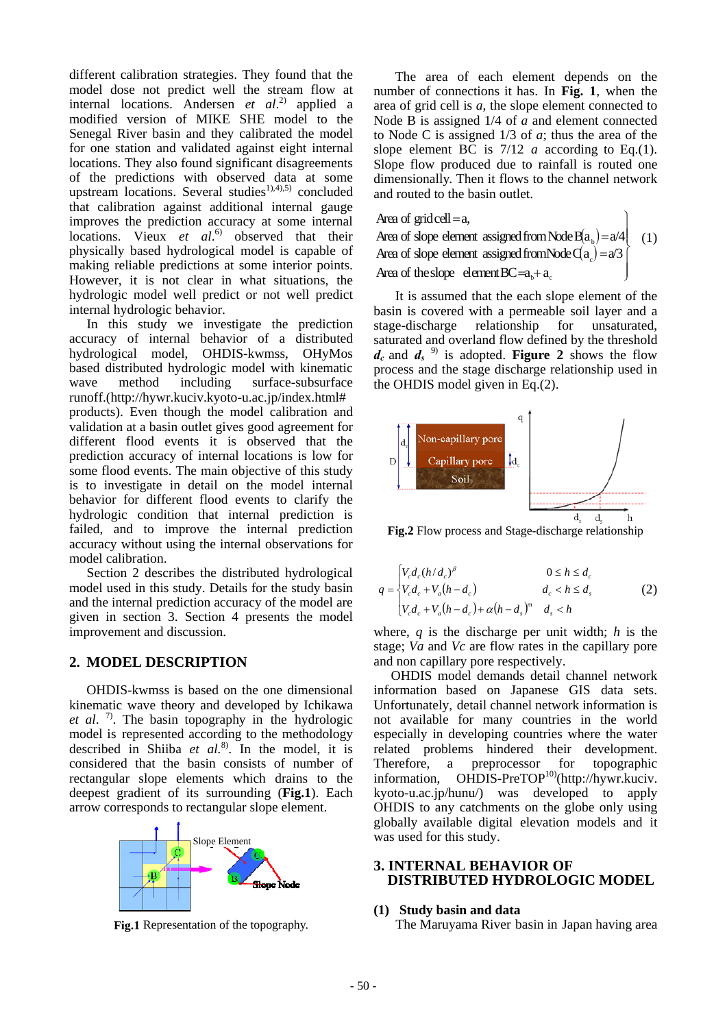different calibration strategies. They found that the model dose not predict well the stream flow at internal locations. Andersen *et al.*[2] applied a modified version of MIKE SHE model to the Senegal River basin and they calibrated the model for one station and validated against eight internal locations. They also found significant disagreements of the predictions with observed data at some upstream locations. Several studies[1),4),5)] concluded that calibration against additional internal gauge improves the prediction accuracy at some internal locations. Vieux *et al.*[6] observed that their physically based hydrological model is capable of making reliable predictions at some interior points. However, it is not clear in what situations, the hydrologic model well predict or not well predict internal hydrologic behavior.

In this study we investigate the prediction accuracy of internal behavior of a distributed hydrological model, OHDIS-kwmss, OHyMos based distributed hydrologic model with kinematic wave method including surface-subsurface runoff.(http://hywr.kuciv.kyoto-u.ac.jp/index.html# products). Even though the model calibration and validation at a basin outlet gives good agreement for different flood events it is observed that the prediction accuracy of internal locations is low for some flood events. The main objective of this study is to investigate in detail on the model internal behavior for different flood events to clarify the hydrologic condition that internal prediction is failed, and to improve the internal prediction accuracy without using the internal observations for model calibration.

Section 2 describes the distributed hydrological model used in this study. Details for the study basin and the internal prediction accuracy of the model are given in section 3. Section 4 presents the model improvement and discussion.

## 2. MODEL DESCRIPTION

OHDIS-kwmss is based on the one dimensional kinematic wave theory and developed by Ichikawa *et al.* [7]. The basin topography in the hydrologic model is represented according to the methodology described in Shiiba *et al.*[8]. In the model, it is considered that the basin consists of number of rectangular slope elements which drains to the deepest gradient of its surrounding (**Fig.1**). Each arrow corresponds to rectangular slope element.

**Fig.1** Representation of the topography.

The area of each element depends on the number of connections it has. In **Fig. 1**, when the area of grid cell is *a*, the slope element connected to Node B is assigned 1/4 of *a* and element connected to Node C is assigned 1/3 of *a*; thus the area of the slope element BC is 7/12 *a* according to Eq.(1). Slope flow produced due to rainfall is routed one dimensionally. Then it flows to the channel network and routed to the basin outlet.

$$
\left.
\begin{array}{l}
\text{Area of grid cell} = a, \\
\text{Area of slope element assigned from Node B}(a_b) = a/4 \\
\text{Area of slope element assigned from Node C}(a_c) = a/3 \\
\text{Area of the slope element BC} = a_b + a_c
\end{array}
\right\} \quad (1)
$$

It is assumed that the each slope element of the basin is covered with a permeable soil layer and a stage-discharge relationship for unsaturated, saturated and overland flow defined by the threshold $d_c$ and $d_s$ [9] is adopted. **Figure 2** shows the flow process and the stage discharge relationship used in the OHDIS model given in Eq.(2).

**Fig.2** Flow process and Stage-discharge relationship

$$
q = \begin{cases}
V_c d_c (h/d_c)^{\beta} & 0 \le h \le d_c \\
V_c d_c + V_a(h - d_c) & d_c < h \le d_s \\
V_c d_c + V_a(h - d_c) + \alpha(h - d_s)^m & d_s < h
\end{cases} \quad (2)
$$

where, $q$ is the discharge per unit width; $h$ is the stage; $Va$ and $Vc$ are flow rates in the capillary pore and non capillary pore respectively.

OHDIS model demands detail channel network information based on Japanese GIS data sets. Unfortunately, detail channel network information is not available for many countries in the world especially in developing countries where the water related problems hindered their development. Therefore, a preprocessor for topographic information, OHDIS-PreTOP[10](http://hywr.kuciv.kyoto-u.ac.jp/hunu/) was developed to apply OHDIS to any catchments on the globe only using globally available digital elevation models and it was used for this study.

## 3. INTERNAL BEHAVIOR OF DISTRIBUTED HYDROLOGIC MODEL

### (1) Study basin and data

The Maruyama River basin in Japan having area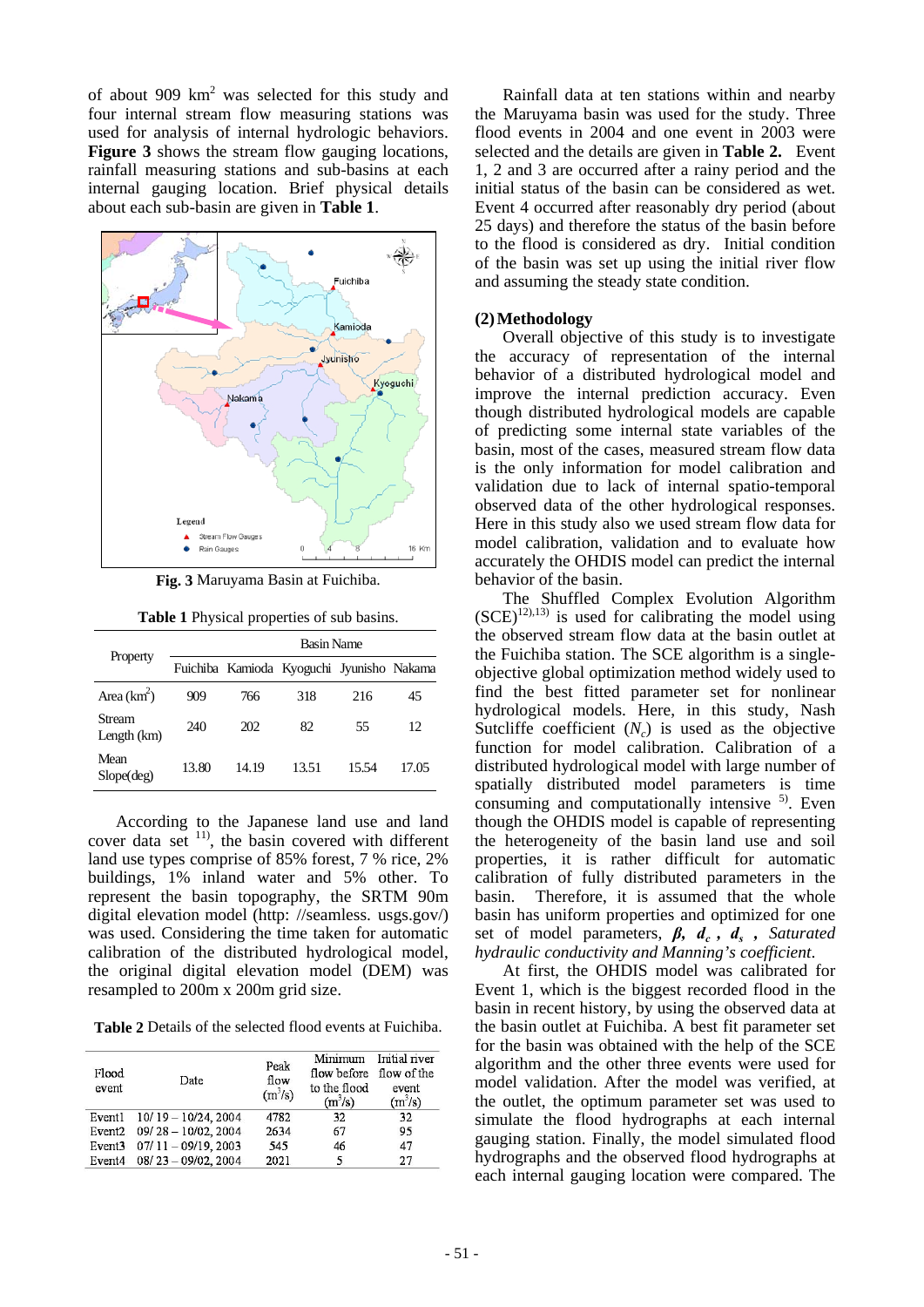of about 909 km$^2$ was selected for this study and four internal stream flow measuring stations was used for analysis of internal hydrologic behaviors. **Figure 3** shows the stream flow gauging locations, rainfall measuring stations and sub-basins at each internal gauging location. Brief physical details about each sub-basin are given in **Table 1**.

**Fig. 3** Maruyama Basin at Fuichiba.

**Table 1** Physical properties of sub basins.

| Property | Basin Name | | | | |
|---|---|---|---|---|---|
| | Fuichiba | Kamioda | Kyoguchi | Jyunisho | Nakama |
| Area (km$^2$) | 909 | 766 | 318 | 216 | 45 |
| Stream Length (km) | 240 | 202 | 82 | 55 | 12 |
| Mean Slope(deg) | 13.80 | 14.19 | 13.51 | 15.54 | 17.05 |

According to the Japanese land use and land cover data set [11], the basin covered with different land use types comprise of 85% forest, 7 % rice, 2% buildings, 1% inland water and 5% other. To represent the basin topography, the SRTM 90m digital elevation model (http: //seamless. usgs.gov/) was used. Considering the time taken for automatic calibration of the distributed hydrological model, the original digital elevation model (DEM) was resampled to 200m x 200m grid size.

**Table 2** Details of the selected flood events at Fuichiba.

| Flood event | Date | Peak flow (m$^3$/s) | Minimum flow before to the flood (m$^3$/s) | Initial river flow of the event (m$^3$/s) |
|---|---|---|---|---|
| Event1 | 10/ 19 – 10/24, 2004 | 4782 | 32 | 32 |
| Event2 | 09/ 28 – 10/02, 2004 | 2634 | 67 | 95 |
| Event3 | 07/ 11 – 09/19, 2003 | 545 | 46 | 47 |
| Event4 | 08/ 23 – 09/02, 2004 | 2021 | 5 | 27 |

Rainfall data at ten stations within and nearby the Maruyama basin was used for the study. Three flood events in 2004 and one event in 2003 were selected and the details are given in **Table 2.** Event 1, 2 and 3 are occurred after a rainy period and the initial status of the basin can be considered as wet. Event 4 occurred after reasonably dry period (about 25 days) and therefore the status of the basin before to the flood is considered as dry. Initial condition of the basin was set up using the initial river flow and assuming the steady state condition.

**(2) Methodology**

Overall objective of this study is to investigate the accuracy of representation of the internal behavior of a distributed hydrological model and improve the internal prediction accuracy. Even though distributed hydrological models are capable of predicting some internal state variables of the basin, most of the cases, measured stream flow data is the only information for model calibration and validation due to lack of internal spatio-temporal observed data of the other hydrological responses. Here in this study also we used stream flow data for model calibration, validation and to evaluate how accurately the OHDIS model can predict the internal behavior of the basin.

The Shuffled Complex Evolution Algorithm (SCE)[12),13)] is used for calibrating the model using the observed stream flow data at the basin outlet at the Fuichiba station. The SCE algorithm is a single-objective global optimization method widely used to find the best fitted parameter set for nonlinear hydrological models. Here, in this study, Nash Sutcliffe coefficient ($N_c$) is used as the objective function for model calibration. Calibration of a distributed hydrological model with large number of spatially distributed model parameters is time consuming and computationally intensive [5)]. Even though the OHDIS model is capable of representing the heterogeneity of the basin land use and soil properties, it is rather difficult for automatic calibration of fully distributed parameters in the basin. Therefore, it is assumed that the whole basin has uniform properties and optimized for one set of model parameters, $\beta$, $d_c$ , $d_s$ , *Saturated hydraulic conductivity and Manning's coefficient*.

At first, the OHDIS model was calibrated for Event 1, which is the biggest recorded flood in the basin in recent history, by using the observed data at the basin outlet at Fuichiba. A best fit parameter set for the basin was obtained with the help of the SCE algorithm and the other three events were used for model validation. After the model was verified, at the outlet, the optimum parameter set was used to simulate the flood hydrographs at each internal gauging station. Finally, the model simulated flood hydrographs and the observed flood hydrographs at each internal gauging location were compared. The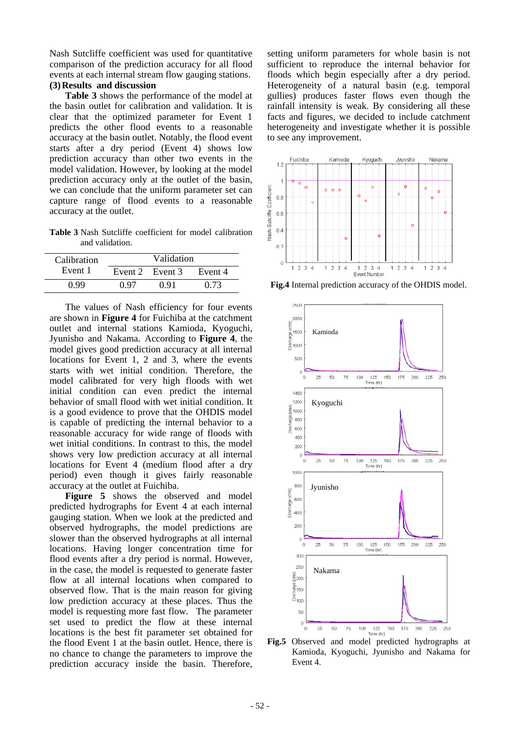Nash Sutcliffe coefficient was used for quantitative comparison of the prediction accuracy for all flood events at each internal stream flow gauging stations.

### (3) Results and discussion

**Table 3** shows the performance of the model at the basin outlet for calibration and validation. It is clear that the optimized parameter for Event 1 predicts the other flood events to a reasonable accuracy at the basin outlet. Notably, the flood event starts after a dry period (Event 4) shows low prediction accuracy than other two events in the model validation. However, by looking at the model prediction accuracy only at the outlet of the basin, we can conclude that the uniform parameter set can capture range of flood events to a reasonable accuracy at the outlet.

**Table 3** Nash Sutcliffe coefficient for model calibration and validation.

| Calibration | Validation | | |
|---|---|---|---|
| Event 1 | Event 2 | Event 3 | Event 4 |
| 0.99 | 0.97 | 0.91 | 0.73 |

The values of Nash efficiency for four events are shown in **Figure 4** for Fuichiba at the catchment outlet and internal stations Kamioda, Kyoguchi, Jyunisho and Nakama. According to **Figure 4**, the model gives good prediction accuracy at all internal locations for Event 1, 2 and 3, where the events starts with wet initial condition. Therefore, the model calibrated for very high floods with wet initial condition can even predict the internal behavior of small flood with wet initial condition. It is a good evidence to prove that the OHDIS model is capable of predicting the internal behavior to a reasonable accuracy for wide range of floods with wet initial conditions. In contrast to this, the model shows very low prediction accuracy at all internal locations for Event 4 (medium flood after a dry period) even though it gives fairly reasonable accuracy at the outlet at Fuichiba.

**Figure 5** shows the observed and model predicted hydrographs for Event 4 at each internal gauging station. When we look at the predicted and observed hydrographs, the model predictions are slower than the observed hydrographs at all internal locations. Having longer concentration time for flood events after a dry period is normal. However, in the case, the model is requested to generate faster flow at all internal locations when compared to observed flow. That is the main reason for giving low prediction accuracy at these places. Thus the model is requesting more fast flow. The parameter set used to predict the flow at these internal locations is the best fit parameter set obtained for the flood Event 1 at the basin outlet. Hence, there is no chance to change the parameters to improve the prediction accuracy inside the basin. Therefore, setting uniform parameters for whole basin is not sufficient to reproduce the internal behavior for floods which begin especially after a dry period. Heterogeneity of a natural basin (e.g. temporal gullies) produces faster flows even though the rainfall intensity is weak. By considering all these facts and figures, we decided to include catchment heterogeneity and investigate whether it is possible to see any improvement.

**Fig.4** Internal prediction accuracy of the OHDIS model.

**Fig.5** Observed and model predicted hydrographs at Kamioda, Kyoguchi, Jyunisho and Nakama for Event 4.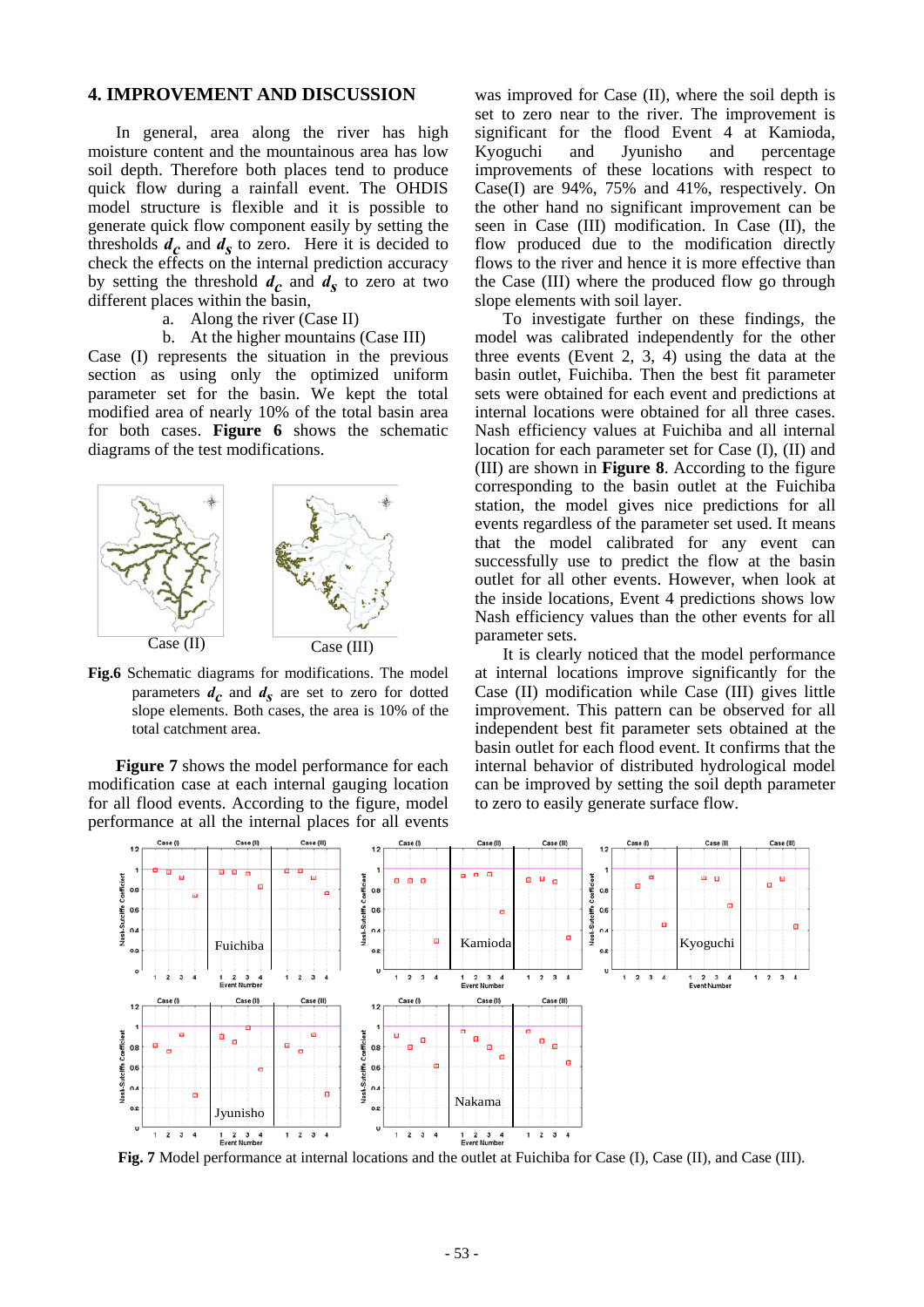## 4. IMPROVEMENT AND DISCUSSION

In general, area along the river has high moisture content and the mountainous area has low soil depth. Therefore both places tend to produce quick flow during a rainfall event. The OHDIS model structure is flexible and it is possible to generate quick flow component easily by setting the thresholds $d_c$ and $d_s$ to zero. Here it is decided to check the effects on the internal prediction accuracy by setting the threshold $d_c$ and $d_s$ to zero at two different places within the basin,

a. Along the river (Case II)

b. At the higher mountains (Case III)

Case (I) represents the situation in the previous section as using only the optimized uniform parameter set for the basin. We kept the total modified area of nearly 10% of the total basin area for both cases. **Figure 6** shows the schematic diagrams of the test modifications.

Case (II) Case (III)

**Fig.6** Schematic diagrams for modifications. The model parameters $d_c$ and $d_s$ are set to zero for dotted slope elements. Both cases, the area is 10% of the total catchment area.

**Figure 7** shows the model performance for each modification case at each internal gauging location for all flood events. According to the figure, model performance at all the internal places for all events was improved for Case (II), where the soil depth is set to zero near to the river. The improvement is significant for the flood Event 4 at Kamioda, Kyoguchi and Jyunisho and percentage improvements of these locations with respect to Case(I) are 94%, 75% and 41%, respectively. On the other hand no significant improvement can be seen in Case (III) modification. In Case (II), the flow produced due to the modification directly flows to the river and hence it is more effective than the Case (III) where the produced flow go through slope elements with soil layer.

To investigate further on these findings, the model was calibrated independently for the other three events (Event 2, 3, 4) using the data at the basin outlet, Fuichiba. Then the best fit parameter sets were obtained for each event and predictions at internal locations were obtained for all three cases. Nash efficiency values at Fuichiba and all internal location for each parameter set for Case (I), (II) and (III) are shown in **Figure 8**. According to the figure corresponding to the basin outlet at the Fuichiba station, the model gives nice predictions for all events regardless of the parameter set used. It means that the model calibrated for any event can successfully use to predict the flow at the basin outlet for all other events. However, when look at the inside locations, Event 4 predictions shows low Nash efficiency values than the other events for all parameter sets.

It is clearly noticed that the model performance at internal locations improve significantly for the Case (II) modification while Case (III) gives little improvement. This pattern can be observed for all independent best fit parameter sets obtained at the basin outlet for each flood event. It confirms that the internal behavior of distributed hydrological model can be improved by setting the soil depth parameter to zero to easily generate surface flow.

**Fig. 7** Model performance at internal locations and the outlet at Fuichiba for Case (I), Case (II), and Case (III).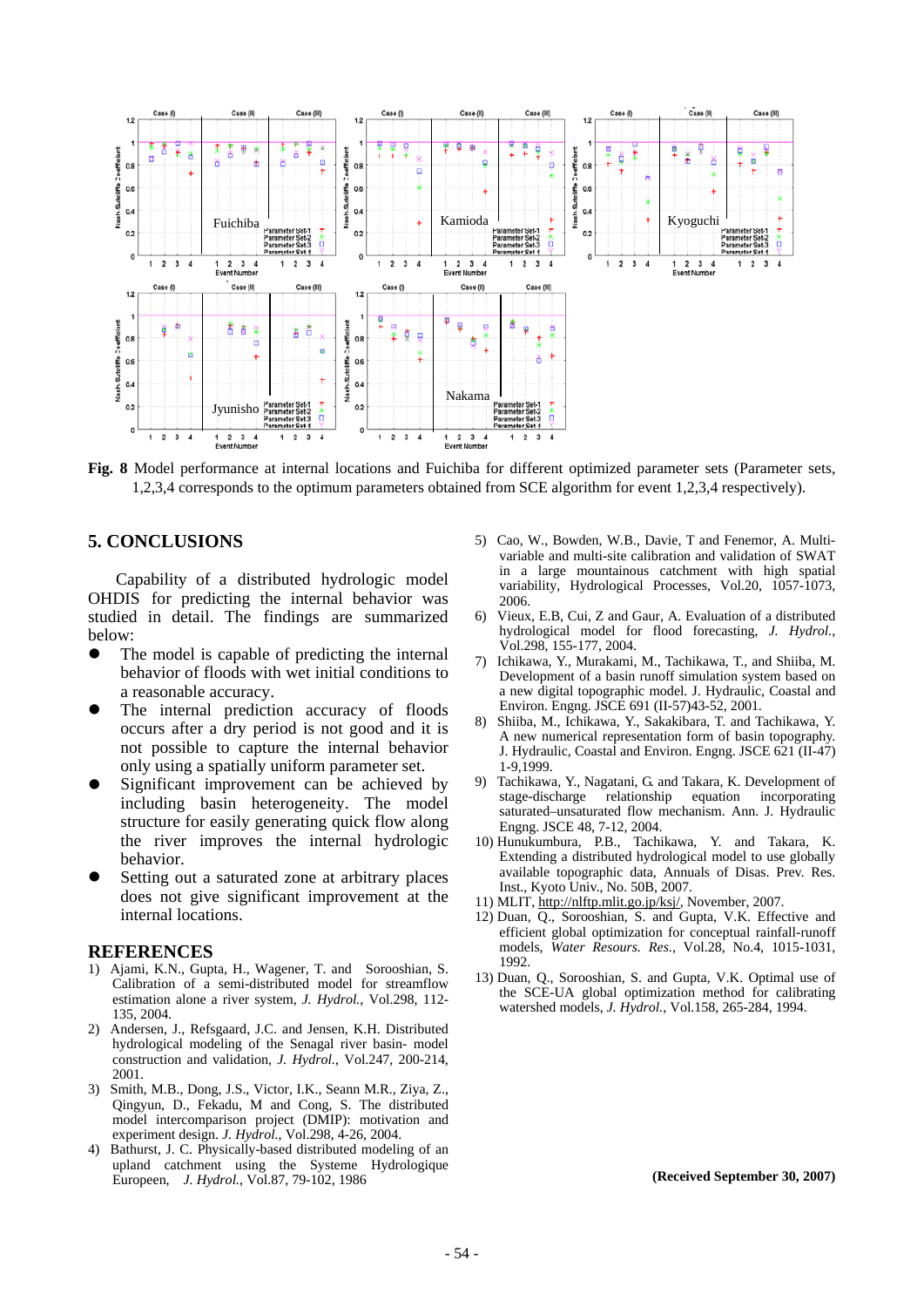Case (I) Case (II) Case (III) Case (I) Case (II) Case (III) Case (I) Case (II) Case (III)

1.2 1 0.8 0.6 0.4 0.2 0

Nash-Sutcliffe Coefficient

Fuichiba

Kamioda

Kyoguchi

Parameter Set-1
Parameter Set-2
Parameter Set-3
Parameter Set-4

1 2 3 4 1 2 3 4 1 2 3 4

Event Number

Jyunisho

Nakama

**Fig. 8** Model performance at internal locations and Fuichiba for different optimized parameter sets (Parameter sets, 1,2,3,4 corresponds to the optimum parameters obtained from SCE algorithm for event 1,2,3,4 respectively).

## 5. CONCLUSIONS

Capability of a distributed hydrologic model OHDIS for predicting the internal behavior was studied in detail. The findings are summarized below:

- The model is capable of predicting the internal behavior of floods with wet initial conditions to a reasonable accuracy.
- The internal prediction accuracy of floods occurs after a dry period is not good and it is not possible to capture the internal behavior only using a spatially uniform parameter set.
- Significant improvement can be achieved by including basin heterogeneity. The model structure for easily generating quick flow along the river improves the internal hydrologic behavior.
- Setting out a saturated zone at arbitrary places does not give significant improvement at the internal locations.

## REFERENCES

1) Ajami, K.N., Gupta, H., Wagener, T. and Sorooshian, S. Calibration of a semi-distributed model for streamflow estimation alone a river system, *J. Hydrol.*, Vol.298, 112-135, 2004.
2) Andersen, J., Refsgaard, J.C. and Jensen, K.H. Distributed hydrological modeling of the Senagal river basin- model construction and validation, *J. Hydrol.*, Vol.247, 200-214, 2001.
3) Smith, M.B., Dong, J.S., Victor, I.K., Seann M.R., Ziya, Z., Qingyun, D., Fekadu, M and Cong, S. The distributed model intercomparison project (DMIP): motivation and experiment design. *J. Hydrol.*, Vol.298, 4-26, 2004.
4) Bathurst, J. C. Physically-based distributed modeling of an upland catchment using the Systeme Hydrologique Europeen, *J. Hydrol.*, Vol.87, 79-102, 1986
5) Cao, W., Bowden, W.B., Davie, T and Fenemor, A. Multi-variable and multi-site calibration and validation of SWAT in a large mountainous catchment with high spatial variability, Hydrological Processes, Vol.20, 1057-1073, 2006.
6) Vieux, E.B, Cui, Z and Gaur, A. Evaluation of a distributed hydrological model for flood forecasting, *J. Hydrol.*, Vol.298, 155-177, 2004.
7) Ichikawa, Y., Murakami, M., Tachikawa, T., and Shiiba, M. Development of a basin runoff simulation system based on a new digital topographic model. J. Hydraulic, Coastal and Environ. Engng. JSCE 691 (II-57)43-52, 2001.
8) Shiiba, M., Ichikawa, Y., Sakakibara, T. and Tachikawa, Y. A new numerical representation form of basin topography. J. Hydraulic, Coastal and Environ. Engng. JSCE 621 (II-47) 1-9,1999.
9) Tachikawa, Y., Nagatani, G. and Takara, K. Development of stage-discharge relationship equation incorporating saturated–unsaturated flow mechanism. Ann. J. Hydraulic Engng. JSCE 48, 7-12, 2004.
10) Hunukumbura, P.B., Tachikawa, Y. and Takara, K. Extending a distributed hydrological model to use globally available topographic data, Annuals of Disas. Prev. Res. Inst., Kyoto Univ., No. 50B, 2007.
11) MLIT, http://nlftp.mlit.go.jp/ksj/, November, 2007.
12) Duan, Q., Sorooshian, S. and Gupta, V.K. Effective and efficient global optimization for conceptual rainfall-runoff models, *Water Resours. Res.*, Vol.28, No.4, 1015-1031, 1992.
13) Duan, Q., Sorooshian, S. and Gupta, V.K. Optimal use of the SCE-UA global optimization method for calibrating watershed models, *J. Hydrol.*, Vol.158, 265-284, 1994.

**(Received September 30, 2007)**